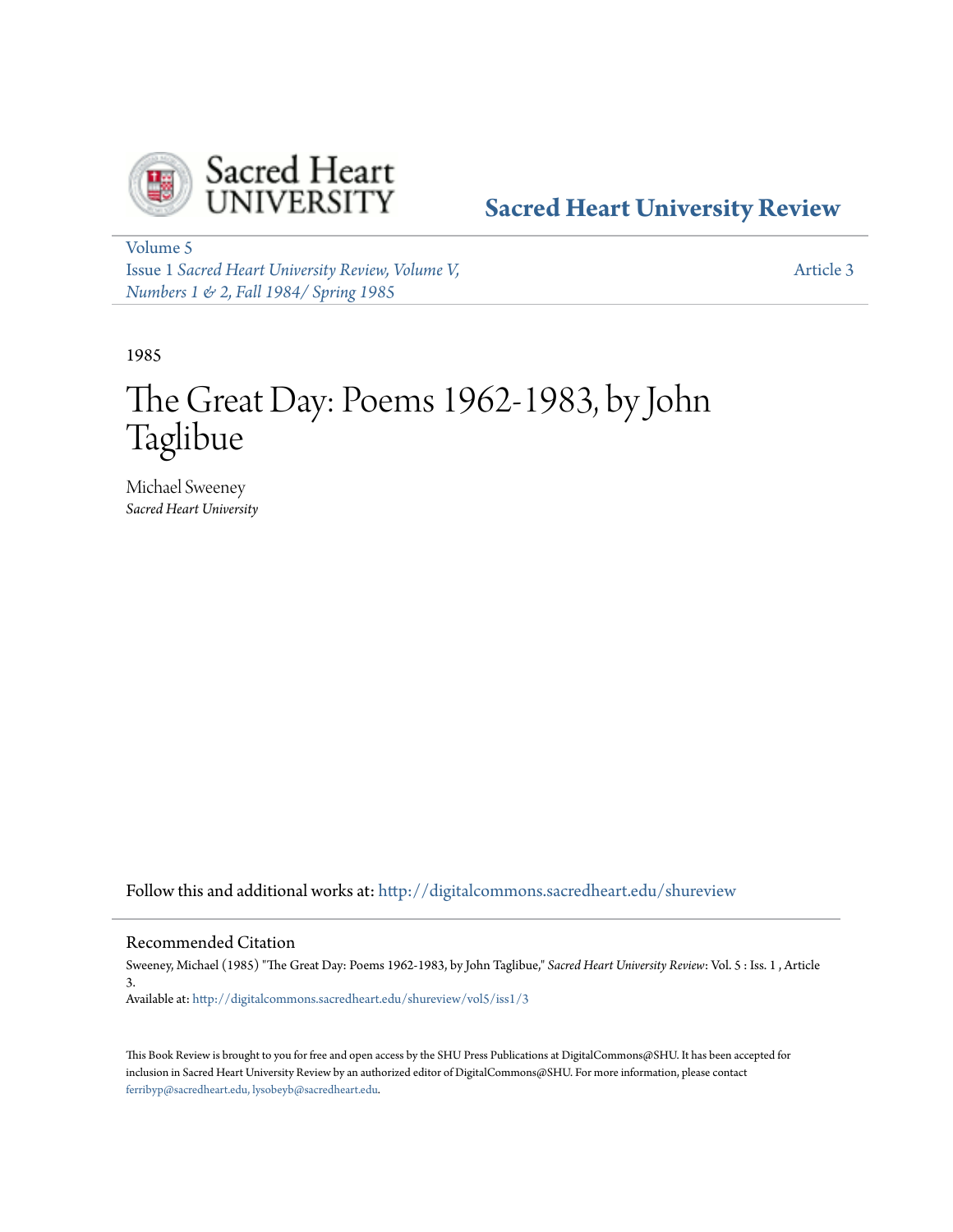Sacred Heart University Review

Volume 5
Issue 1 *Sacred Heart University Review, Volume V, Numbers 1 & 2, Fall 1984/ Spring 1985*

Article 3

1985

# The Great Day: Poems 1962-1983, by John Taglibue

Michael Sweeney
*Sacred Heart University*

Follow this and additional works at: http://digitalcommons.sacredheart.edu/shureview

## Recommended Citation

Sweeney, Michael (1985) "The Great Day: Poems 1962-1983, by John Taglibue," *Sacred Heart University Review*: Vol. 5 : Iss. 1 , Article 3.
Available at: http://digitalcommons.sacredheart.edu/shureview/vol5/iss1/3

This Book Review is brought to you for free and open access by the SHU Press Publications at DigitalCommons@SHU. It has been accepted for inclusion in Sacred Heart University Review by an authorized editor of DigitalCommons@SHU. For more information, please contact ferribyp@sacredheart.edu, lysobeyb@sacredheart.edu.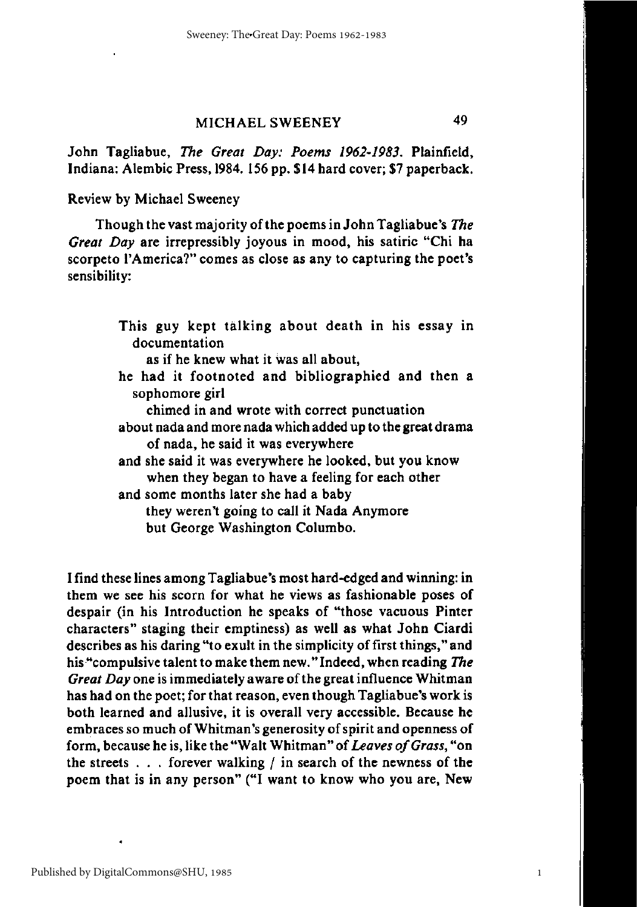## MICHAEL SWEENEY

John Tagliabue, *The Great Day: Poems 1962-1983*. Plainfield, Indiana: Alembic Press, 1984. 156 pp. $14 hard cover; $7 paperback.

Review by Michael Sweeney

Though the vast majority of the poems in John Tagliabue's *The Great Day* are irrepressibly joyous in mood, his satiric "Chi ha scorpeto l'America?" comes as close as any to capturing the poet's sensibility:

> This guy kept talking about death in his essay in documentation
> as if he knew what it was all about,
> he had it footnoted and bibliographied and then a sophomore girl
> chimed in and wrote with correct punctuation
> about nada and more nada which added up to the great drama of nada, he said it was everywhere
> and she said it was everywhere he looked, but you know
> when they began to have a feeling for each other
> and some months later she had a baby
> they weren't going to call it Nada Anymore
> but George Washington Columbo.

I find these lines among Tagliabue's most hard-edged and winning: in them we see his scorn for what he views as fashionable poses of despair (in his Introduction he speaks of "those vacuous Pinter characters" staging their emptiness) as well as what John Ciardi describes as his daring "to exult in the simplicity of first things," and his "compulsive talent to make them new." Indeed, when reading *The Great Day* one is immediately aware of the great influence Whitman has had on the poet; for that reason, even though Tagliabue's work is both learned and allusive, it is overall very accessible. Because he embraces so much of Whitman's generosity of spirit and openness of form, because he is, like the "Walt Whitman" of *Leaves of Grass*, "on the streets . . . forever walking / in search of the newness of the poem that is in any person" ("I want to know who you are, New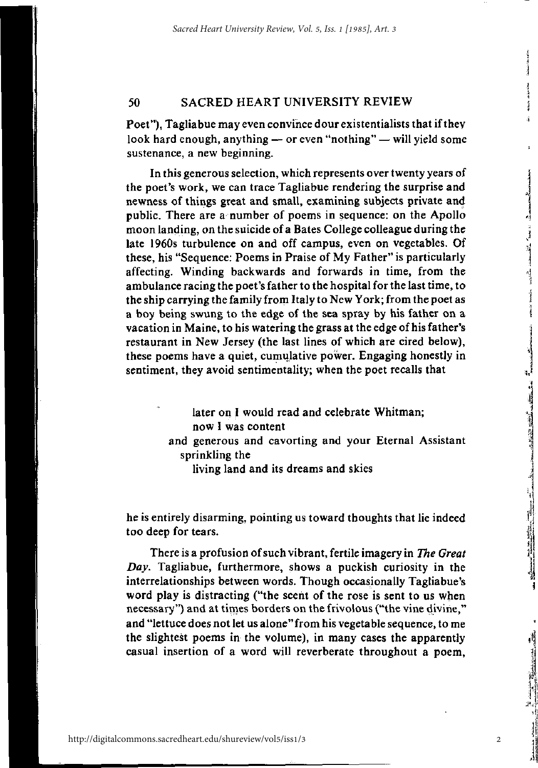Poet"), Tagliabue may even convince dour existentialists that if they look hard enough, anything — or even "nothing" — will yield some sustenance, a new beginning.

In this generous selection, which represents over twenty years of the poet's work, we can trace Tagliabue rendering the surprise and newness of things great and small, examining subjects private and public. There are a number of poems in sequence: on the Apollo moon landing, on the suicide of a Bates College colleague during the late 1960s turbulence on and off campus, even on vegetables. Of these, his "Sequence: Poems in Praise of My Father" is particularly affecting. Winding backwards and forwards in time, from the ambulance racing the poet's father to the hospital for the last time, to the ship carrying the family from Italy to New York; from the poet as a boy being swung to the edge of the sea spray by his father on a vacation in Maine, to his watering the grass at the edge of his father's restaurant in New Jersey (the last lines of which are cired below), these poems have a quiet, cumulative power. Engaging honestly in sentiment, they avoid sentimentality; when the poet recalls that

> later on I would read and celebrate Whitman;
> now I was content
> and generous and cavorting and your Eternal Assistant
> sprinkling the
> living land and its dreams and skies

he is entirely disarming, pointing us toward thoughts that lie indeed too deep for tears.

There is a profusion of such vibrant, fertile imagery in *The Great Day*. Tagliabue, furthermore, shows a puckish curiosity in the interrelationships between words. Though occasionally Tagliabue's word play is distracting ("the scent of the rose is sent to us when necessary") and at times borders on the frivolous ("the vine divine," and "lettuce does not let us alone" from his vegetable sequence, to me the slightest poems in the volume), in many cases the apparently casual insertion of a word will reverberate throughout a poem,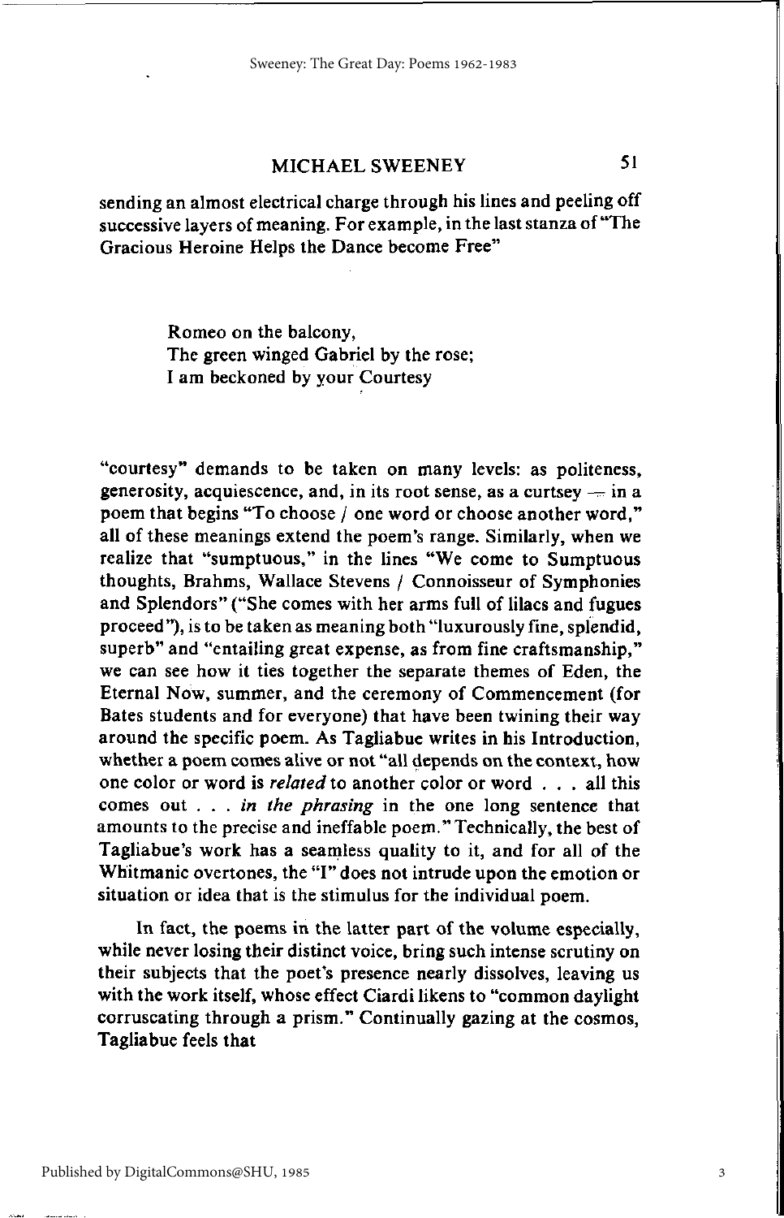sending an almost electrical charge through his lines and peeling off successive layers of meaning. For example, in the last stanza of "The Gracious Heroine Helps the Dance become Free"

> Romeo on the balcony,
> The green winged Gabriel by the rose;
> I am beckoned by your Courtesy

"courtesy" demands to be taken on many levels: as politeness, generosity, acquiescence, and, in its root sense, as a curtsey — in a poem that begins "To choose / one word or choose another word," all of these meanings extend the poem's range. Similarly, when we realize that "sumptuous," in the lines "We come to Sumptuous thoughts, Brahms, Wallace Stevens / Connoisseur of Symphonies and Splendors" ("She comes with her arms full of lilacs and fugues proceed"), is to be taken as meaning both "luxurously fine, splendid, superb" and "entailing great expense, as from fine craftsmanship," we can see how it ties together the separate themes of Eden, the Eternal Now, summer, and the ceremony of Commencement (for Bates students and for everyone) that have been twining their way around the specific poem. As Tagliabue writes in his Introduction, whether a poem comes alive or not "all depends on the context, how one color or word is *related* to another color or word . . . all this comes out . . . *in the phrasing* in the one long sentence that amounts to the precise and ineffable poem." Technically, the best of Tagliabue's work has a seamless quality to it, and for all of the Whitmanic overtones, the "I" does not intrude upon the emotion or situation or idea that is the stimulus for the individual poem.

In fact, the poems in the latter part of the volume especially, while never losing their distinct voice, bring such intense scrutiny on their subjects that the poet's presence nearly dissolves, leaving us with the work itself, whose effect Ciardi likens to "common daylight corruscating through a prism." Continually gazing at the cosmos, Tagliabue feels that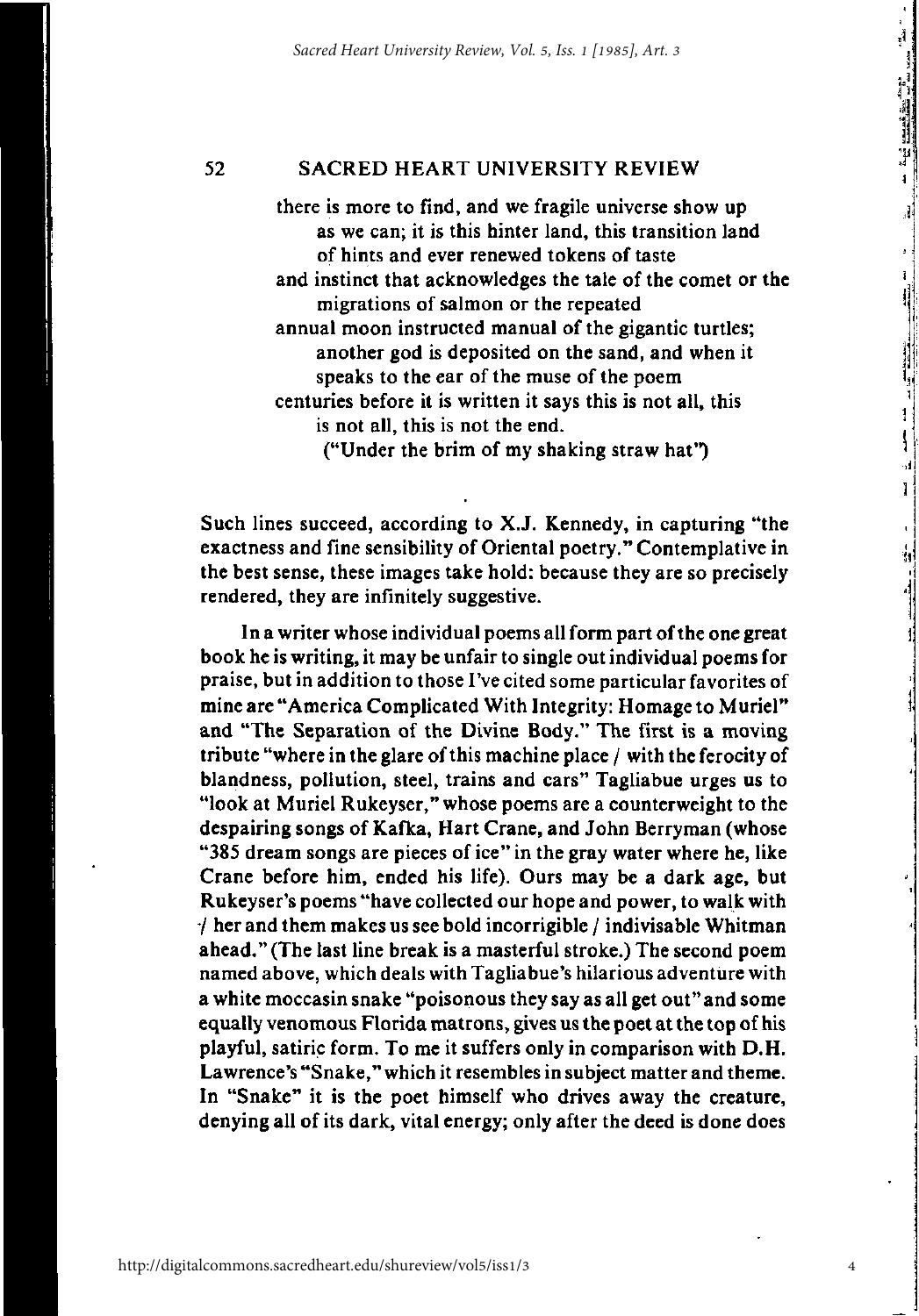there is more to find, and we fragile universe show up
as we can; it is this hinter land, this transition land
of hints and ever renewed tokens of taste
and instinct that acknowledges the tale of the comet or the
migrations of salmon or the repeated
annual moon instructed manual of the gigantic turtles;
another god is deposited on the sand, and when it
speaks to the ear of the muse of the poem
centuries before it is written it says this is not all, this
is not all, this is not the end.
("Under the brim of my shaking straw hat")

Such lines succeed, according to X.J. Kennedy, in capturing "the exactness and fine sensibility of Oriental poetry." Contemplative in the best sense, these images take hold: because they are so precisely rendered, they are infinitely suggestive.

In a writer whose individual poems all form part of the one great book he is writing, it may be unfair to single out individual poems for praise, but in addition to those I've cited some particular favorites of mine are "America Complicated With Integrity: Homage to Muriel" and "The Separation of the Divine Body." The first is a moving tribute "where in the glare of this machine place / with the ferocity of blandness, pollution, steel, trains and cars" Tagliabue urges us to "look at Muriel Rukeyser," whose poems are a counterweight to the despairing songs of Kafka, Hart Crane, and John Berryman (whose "385 dream songs are pieces of ice" in the gray water where he, like Crane before him, ended his life). Ours may be a dark age, but Rukeyser's poems "have collected our hope and power, to walk with / her and them makes us see bold incorrigible / indivisable Whitman ahead." (The last line break is a masterful stroke.) The second poem named above, which deals with Tagliabue's hilarious adventure with a white moccasin snake "poisonous they say as all get out" and some equally venomous Florida matrons, gives us the poet at the top of his playful, satiric form. To me it suffers only in comparison with D.H. Lawrence's "Snake," which it resembles in subject matter and theme. In "Snake" it is the poet himself who drives away the creature, denying all of its dark, vital energy; only after the deed is done does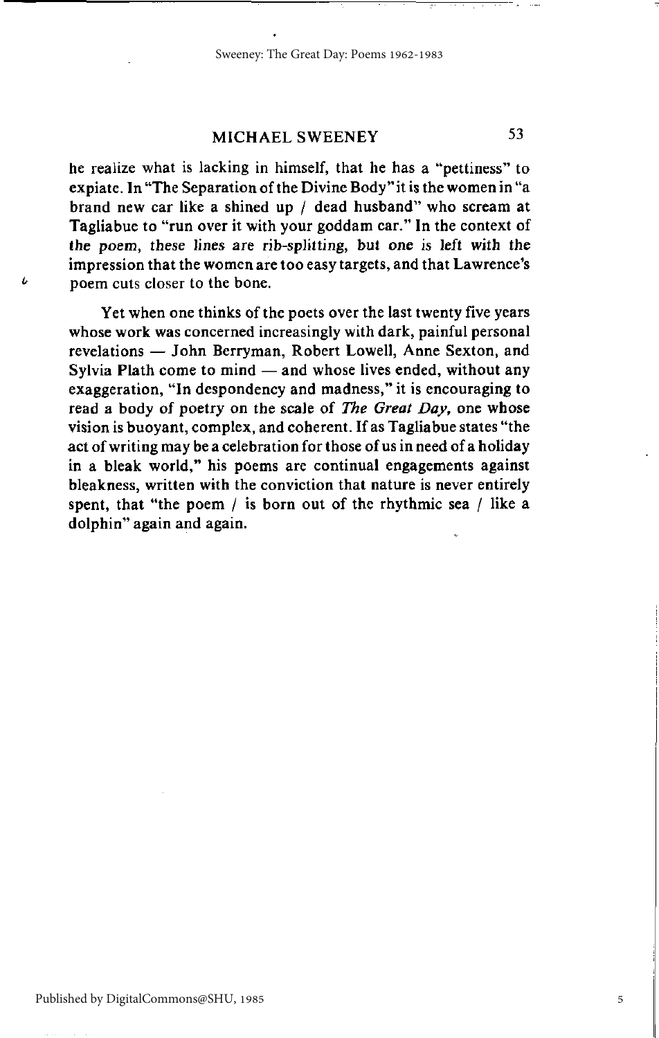he realize what is lacking in himself, that he has a "pettiness" to expiate. In "The Separation of the Divine Body" it is the women in "a brand new car like a shined up / dead husband" who scream at Tagliabue to "run over it with your goddam car." In the context of the poem, these lines are rib-splitting, but one is left with the impression that the women are too easy targets, and that Lawrence's poem cuts closer to the bone.

Yet when one thinks of the poets over the last twenty five years whose work was concerned increasingly with dark, painful personal revelations — John Berryman, Robert Lowell, Anne Sexton, and Sylvia Plath come to mind — and whose lives ended, without any exaggeration, "In despondency and madness," it is encouraging to read a body of poetry on the scale of *The Great Day,* one whose vision is buoyant, complex, and coherent. If as Tagliabue states "the act of writing may be a celebration for those of us in need of a holiday in a bleak world," his poems are continual engagements against bleakness, written with the conviction that nature is never entirely spent, that "the poem / is born out of the rhythmic sea / like a dolphin" again and again.